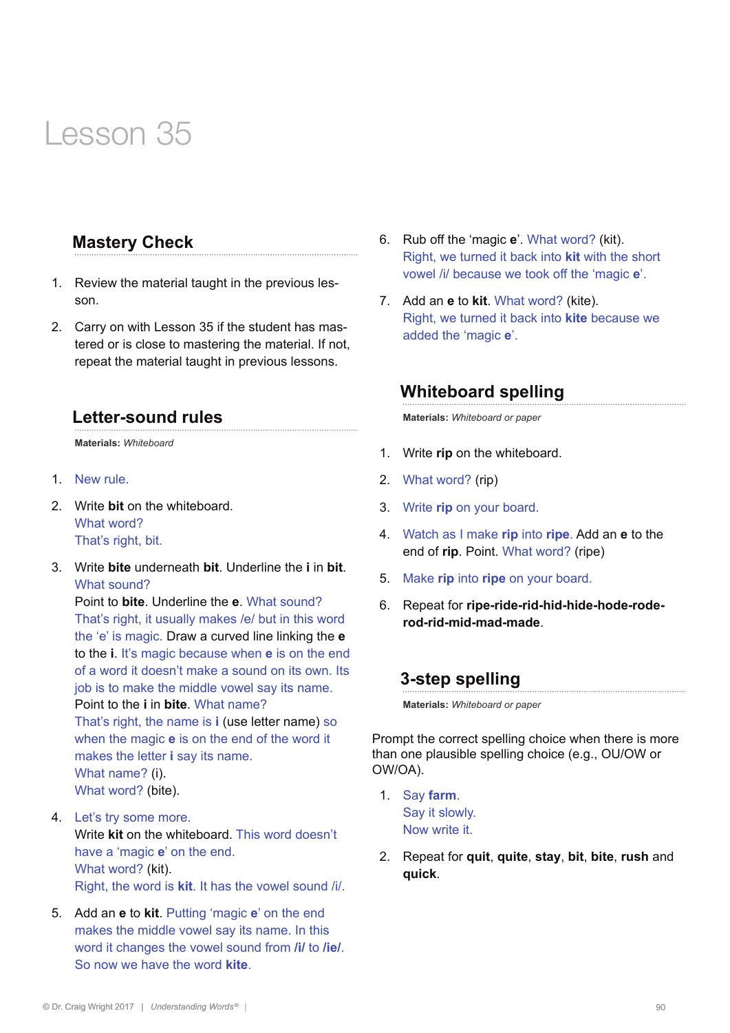# Lesson 35

## Mastery Check

1. Review the material taught in the previous lesson.
2. Carry on with Lesson 35 if the student has mastered or is close to mastering the material. If not, repeat the material taught in previous lessons.

## Letter-sound rules

**Materials:** *Whiteboard*

1. New rule.
2. Write **bit** on the whiteboard.
   What word?
   That's right, bit.
3. Write **bite** underneath **bit**. Underline the **i** in **bit**.
   What sound?
   Point to **bite**. Underline the **e**. What sound?
   That's right, it usually makes /e/ but in this word the 'e' is magic. Draw a curved line linking the **e** to the **i**. It's magic because when **e** is on the end of a word it doesn't make a sound on its own. Its job is to make the middle vowel say its name.
   Point to the **i** in **bite**. What name?
   That's right, the name is **i** (use letter name) so when the magic **e** is on the end of the word it makes the letter **i** say its name.
   What name? (i).
   What word? (bite).
4. Let's try some more.
   Write **kit** on the whiteboard. This word doesn't have a 'magic **e**' on the end.
   What word? (kit).
   Right, the word is **kit**. It has the vowel sound /i/.
5. Add an **e** to **kit**. Putting 'magic **e**' on the end makes the middle vowel say its name. In this word it changes the vowel sound from **/i/** to **/ie/**. So now we have the word **kite**.
6. Rub off the 'magic **e**'. What word? (kit).
   Right, we turned it back into **kit** with the short vowel /i/ because we took off the 'magic **e**'.
7. Add an **e** to **kit**. What word? (kite).
   Right, we turned it back into **kite** because we added the 'magic **e**'.

## Whiteboard spelling

**Materials:** *Whiteboard or paper*

1. Write **rip** on the whiteboard.
2. What word? (rip)
3. Write **rip** on your board.
4. Watch as I make **rip** into **ripe**. Add an **e** to the end of **rip**. Point. What word? (ripe)
5. Make **rip** into **ripe** on your board.
6. Repeat for **ripe-ride-rid-hid-hide-hode-rode-rod-rid-mid-mad-made**.

## 3-step spelling

**Materials:** *Whiteboard or paper*

Prompt the correct spelling choice when there is more than one plausible spelling choice (e.g., OU/OW or OW/OA).

1. Say **farm**.
   Say it slowly.
   Now write it.
2. Repeat for **quit**, **quite**, **stay**, **bit**, **bite**, **rush** and **quick**.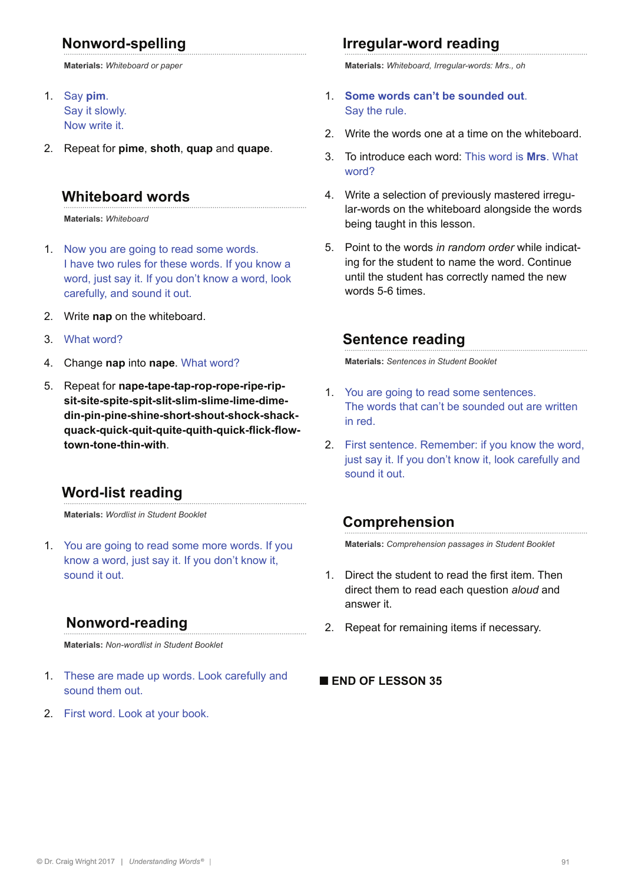## Nonword-spelling

**Materials:** *Whiteboard or paper*

1. Say **pim**.
   Say it slowly.
   Now write it.
2. Repeat for **pime**, **shoth**, **quap** and **quape**.

## Whiteboard words

**Materials:** *Whiteboard*

1. Now you are going to read some words.
   I have two rules for these words. If you know a word, just say it. If you don't know a word, look carefully, and sound it out.
2. Write **nap** on the whiteboard.
3. What word?
4. Change **nap** into **nape**. What word?
5. Repeat for **nape-tape-tap-rop-rope-ripe-rip-sit-site-spite-spit-slit-slim-slime-lime-dime-din-pin-pine-shine-short-shout-shock-shack-quack-quick-quit-quite-quith-quick-flick-flow-town-tone-thin-with**.

## Word-list reading

**Materials:** *Wordlist in Student Booklet*

1. You are going to read some more words. If you know a word, just say it. If you don't know it, sound it out.

## Nonword-reading

**Materials:** *Non-wordlist in Student Booklet*

1. These are made up words. Look carefully and sound them out.
2. First word. Look at your book.

## Irregular-word reading

**Materials:** *Whiteboard, Irregular-words: Mrs., oh*

1. **Some words can't be sounded out**.
   Say the rule.
2. Write the words one at a time on the whiteboard.
3. To introduce each word: This word is **Mrs**. What word?
4. Write a selection of previously mastered irregular-words on the whiteboard alongside the words being taught in this lesson.
5. Point to the words *in random order* while indicating for the student to name the word. Continue until the student has correctly named the new words 5-6 times.

## Sentence reading

**Materials:** *Sentences in Student Booklet*

1. You are going to read some sentences.
   The words that can't be sounded out are written in red.
2. First sentence. Remember: if you know the word, just say it. If you don't know it, look carefully and sound it out.

## Comprehension

**Materials:** *Comprehension passages in Student Booklet*

1. Direct the student to read the first item. Then direct them to read each question *aloud* and answer it.
2. Repeat for remaining items if necessary.

■ **END OF LESSON 35**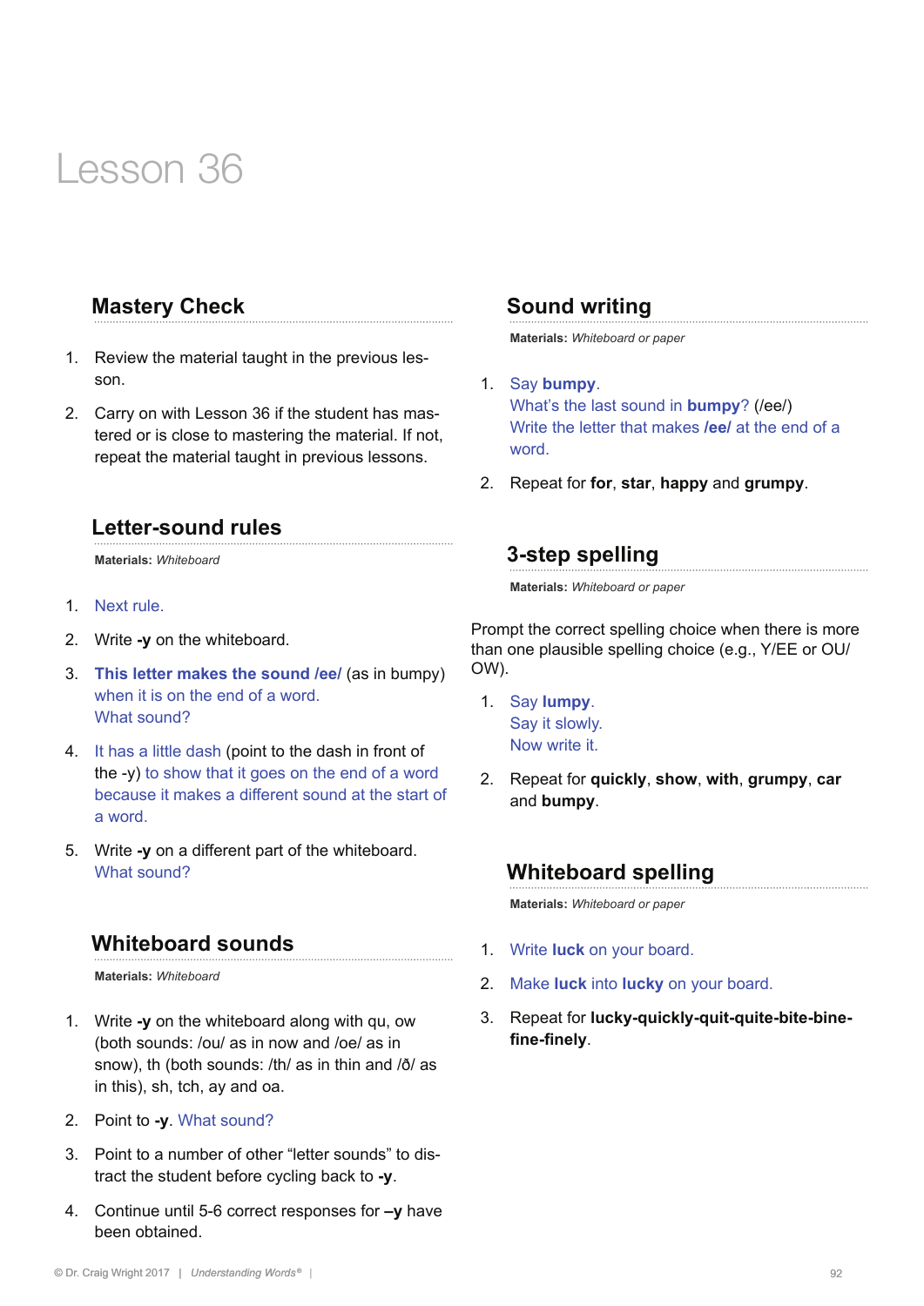# Lesson 36

## Mastery Check

1. Review the material taught in the previous lesson.

2. Carry on with Lesson 36 if the student has mastered or is close to mastering the material. If not, repeat the material taught in previous lessons.

## Letter-sound rules

**Materials:** *Whiteboard*

1. Next rule.

2. Write **-y** on the whiteboard.

3. **This letter makes the sound /ee/** (as in bumpy) when it is on the end of a word. What sound?

4. It has a little dash (point to the dash in front of the -y) to show that it goes on the end of a word because it makes a different sound at the start of a word.

5. Write **-y** on a different part of the whiteboard. What sound?

## Whiteboard sounds

**Materials:** *Whiteboard*

1. Write **-y** on the whiteboard along with qu, ow (both sounds: /ou/ as in now and /oe/ as in snow), th (both sounds: /th/ as in thin and /ð/ as in this), sh, tch, ay and oa.

2. Point to **-y**. What sound?

3. Point to a number of other "letter sounds" to distract the student before cycling back to **-y**.

4. Continue until 5-6 correct responses for **–y** have been obtained.

## Sound writing

**Materials:** *Whiteboard or paper*

1. Say **bumpy**.
   What's the last sound in **bumpy**? (/ee/)
   Write the letter that makes **/ee/** at the end of a word.

2. Repeat for **for**, **star**, **happy** and **grumpy**.

## 3-step spelling

**Materials:** *Whiteboard or paper*

Prompt the correct spelling choice when there is more than one plausible spelling choice (e.g., Y/EE or OU/OW).

1. Say **lumpy**.
   Say it slowly.
   Now write it.

2. Repeat for **quickly**, **show**, **with**, **grumpy**, **car** and **bumpy**.

## Whiteboard spelling

**Materials:** *Whiteboard or paper*

1. Write **luck** on your board.

2. Make **luck** into **lucky** on your board.

3. Repeat for **lucky-quickly-quit-quite-bite-bine-fine-finely**.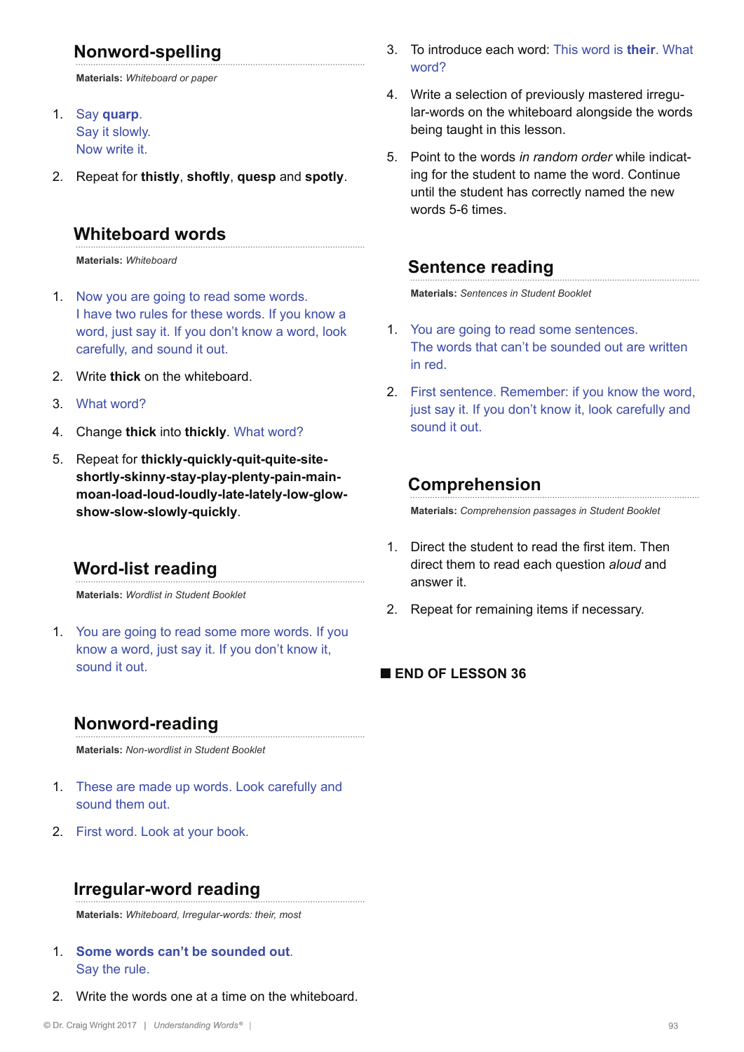## Nonword-spelling

**Materials:** *Whiteboard or paper*

1. Say **quarp**.
   Say it slowly.
   Now write it.
2. Repeat for **thistly**, **shoftly**, **quesp** and **spotly**.

## Whiteboard words

**Materials:** *Whiteboard*

1. Now you are going to read some words.
   I have two rules for these words. If you know a word, just say it. If you don't know a word, look carefully, and sound it out.
2. Write **thick** on the whiteboard.
3. What word?
4. Change **thick** into **thickly**. What word?
5. Repeat for **thickly-quickly-quit-quite-site-shortly-skinny-stay-play-plenty-pain-main-moan-load-loud-loudly-late-lately-low-glow-show-slow-slowly-quickly**.

## Word-list reading

**Materials:** *Wordlist in Student Booklet*

1. You are going to read some more words. If you know a word, just say it. If you don't know it, sound it out.

## Nonword-reading

**Materials:** *Non-wordlist in Student Booklet*

1. These are made up words. Look carefully and sound them out.
2. First word. Look at your book.

## Irregular-word reading

**Materials:** *Whiteboard, Irregular-words: their, most*

1. **Some words can't be sounded out**.
   Say the rule.
2. Write the words one at a time on the whiteboard.
3. To introduce each word: This word is **their**. What word?
4. Write a selection of previously mastered irregular-words on the whiteboard alongside the words being taught in this lesson.
5. Point to the words *in random order* while indicating for the student to name the word. Continue until the student has correctly named the new words 5-6 times.

## Sentence reading

**Materials:** *Sentences in Student Booklet*

1. You are going to read some sentences.
   The words that can't be sounded out are written in red.
2. First sentence. Remember: if you know the word, just say it. If you don't know it, look carefully and sound it out.

## Comprehension

**Materials:** *Comprehension passages in Student Booklet*

1. Direct the student to read the first item. Then direct them to read each question *aloud* and answer it.
2. Repeat for remaining items if necessary.

■ **END OF LESSON 36**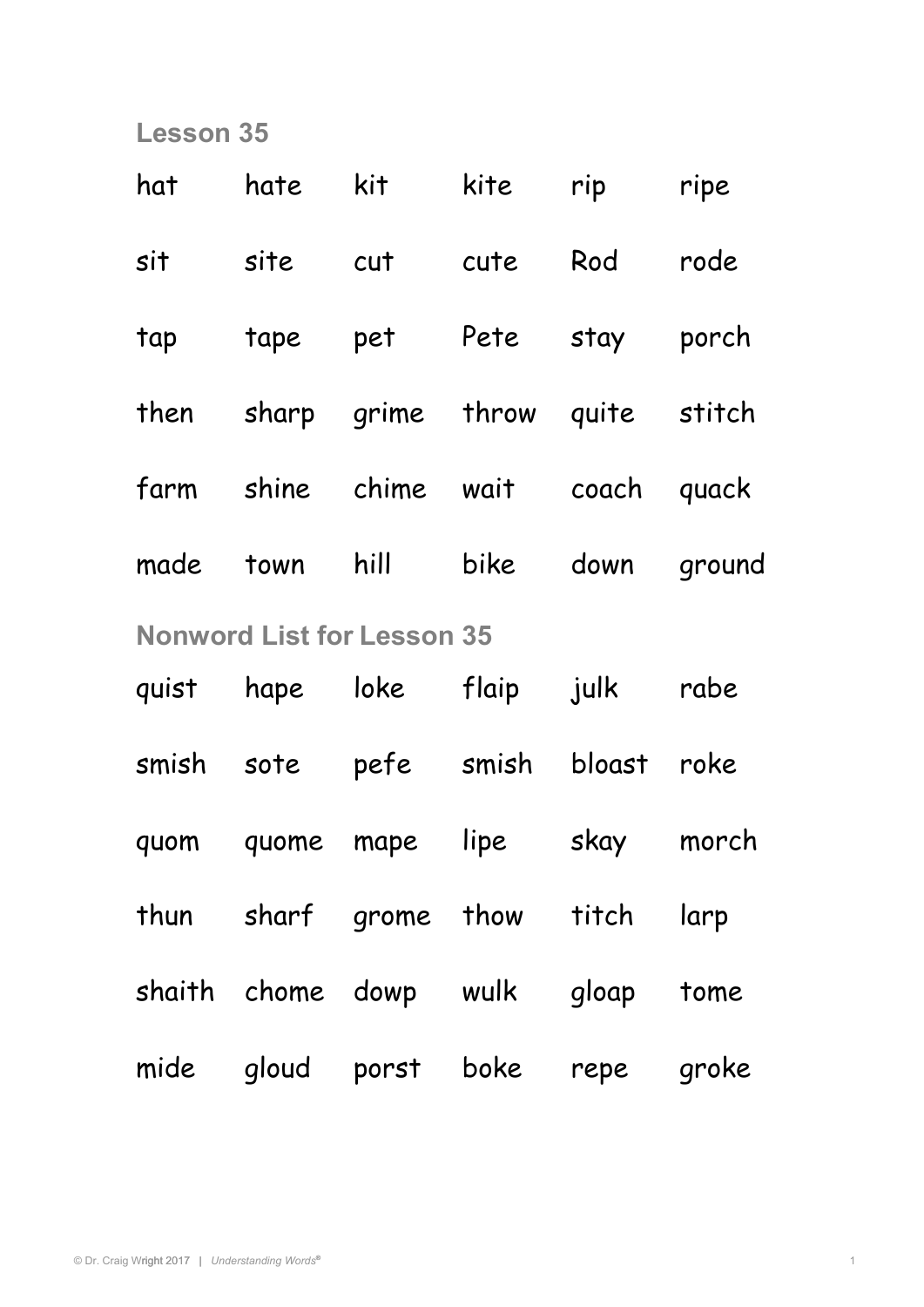## Lesson 35

| | | | | | |
|---|---|---|---|---|---|
| hat | hate | kit | kite | rip | ripe |
| sit | site | cut | cute | Rod | rode |
| tap | tape | pet | Pete | stay | porch |
| then | sharp | grime | throw | quite | stitch |
| farm | shine | chime | wait | coach | quack |
| made | town | hill | bike | down | ground |

## Nonword List for Lesson 35

| | | | | | |
|---|---|---|---|---|---|
| quist | hape | loke | flaip | julk | rabe |
| smish | sote | pefe | smish | bloast | roke |
| quom | quome | mape | lipe | skay | morch |
| thun | sharf | grome | thow | titch | larp |
| shaith | chome | dowp | wulk | gloap | tome |
| mide | gloud | porst | boke | repe | groke |

© Dr. Craig Wright 2017 | *Understanding Words®*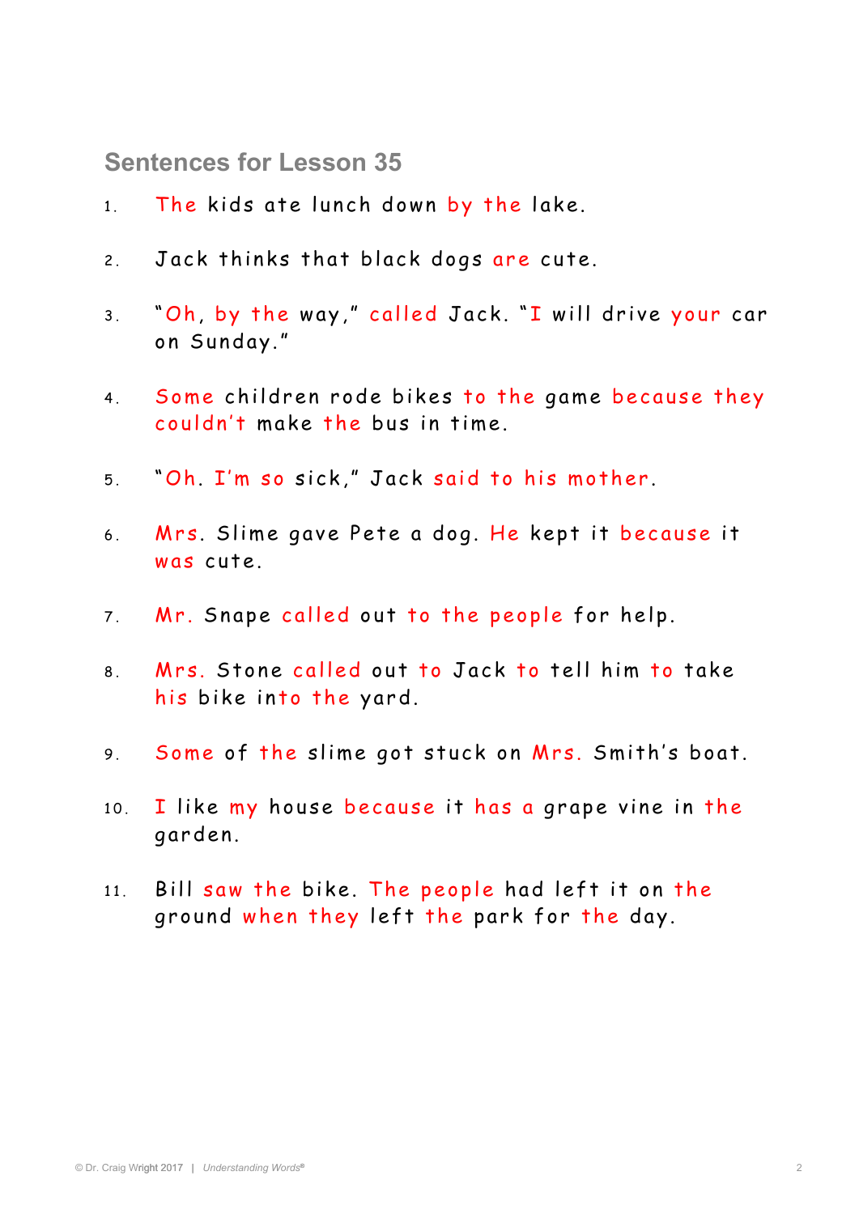## Sentences for Lesson 35

1. The kids ate lunch down by the lake.

2. Jack thinks that black dogs are cute.

3. "Oh, by the way," called Jack. "I will drive your car on Sunday."

4. Some children rode bikes to the game because they couldn't make the bus in time.

5. "Oh. I'm so sick," Jack said to his mother.

6. Mrs. Slime gave Pete a dog. He kept it because it was cute.

7. Mr. Snape called out to the people for help.

8. Mrs. Stone called out to Jack to tell him to take his bike into the yard.

9. Some of the slime got stuck on Mrs. Smith's boat.

10. I like my house because it has a grape vine in the garden.

11. Bill saw the bike. The people had left it on the ground when they left the park for the day.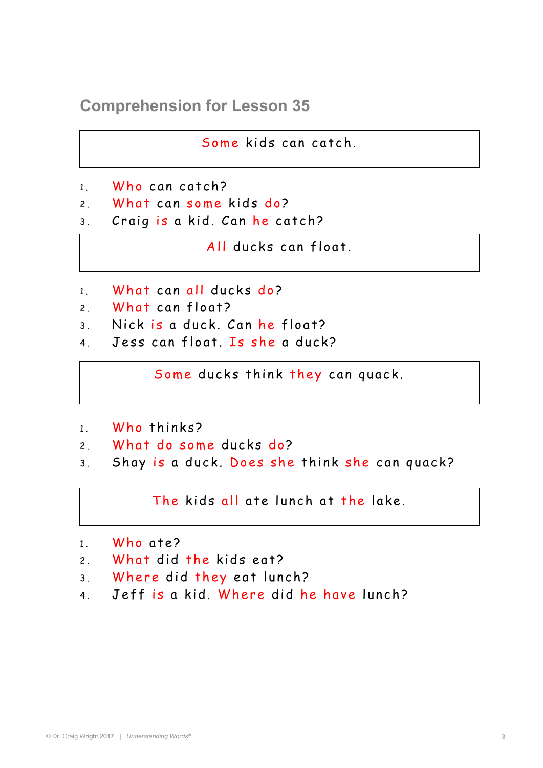## Comprehension for Lesson 35

> Some kids can catch.

1. Who can catch?
2. What can some kids do?
3. Craig is a kid. Can he catch?

> All ducks can float.

1. What can all ducks do?
2. What can float?
3. Nick is a duck. Can he float?
4. Jess can float. Is she a duck?

> Some ducks think they can quack.

1. Who thinks?
2. What do some ducks do?
3. Shay is a duck. Does she think she can quack?

> The kids all ate lunch at the lake.

1. Who ate?
2. What did the kids eat?
3. Where did they eat lunch?
4. Jeff is a kid. Where did he have lunch?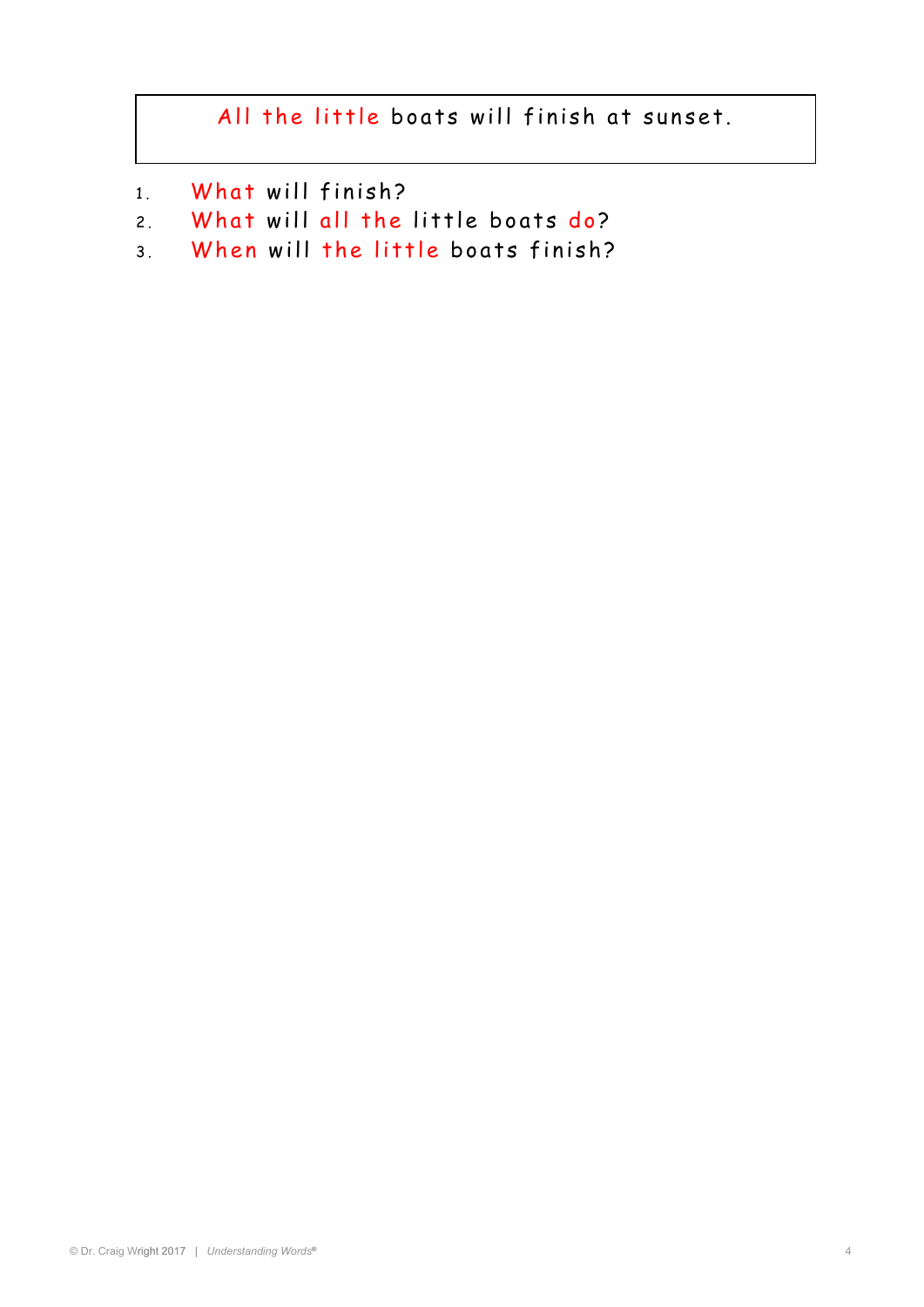All the little boats will finish at sunset.

1. What will finish?
2. What will all the little boats do?
3. When will the little boats finish?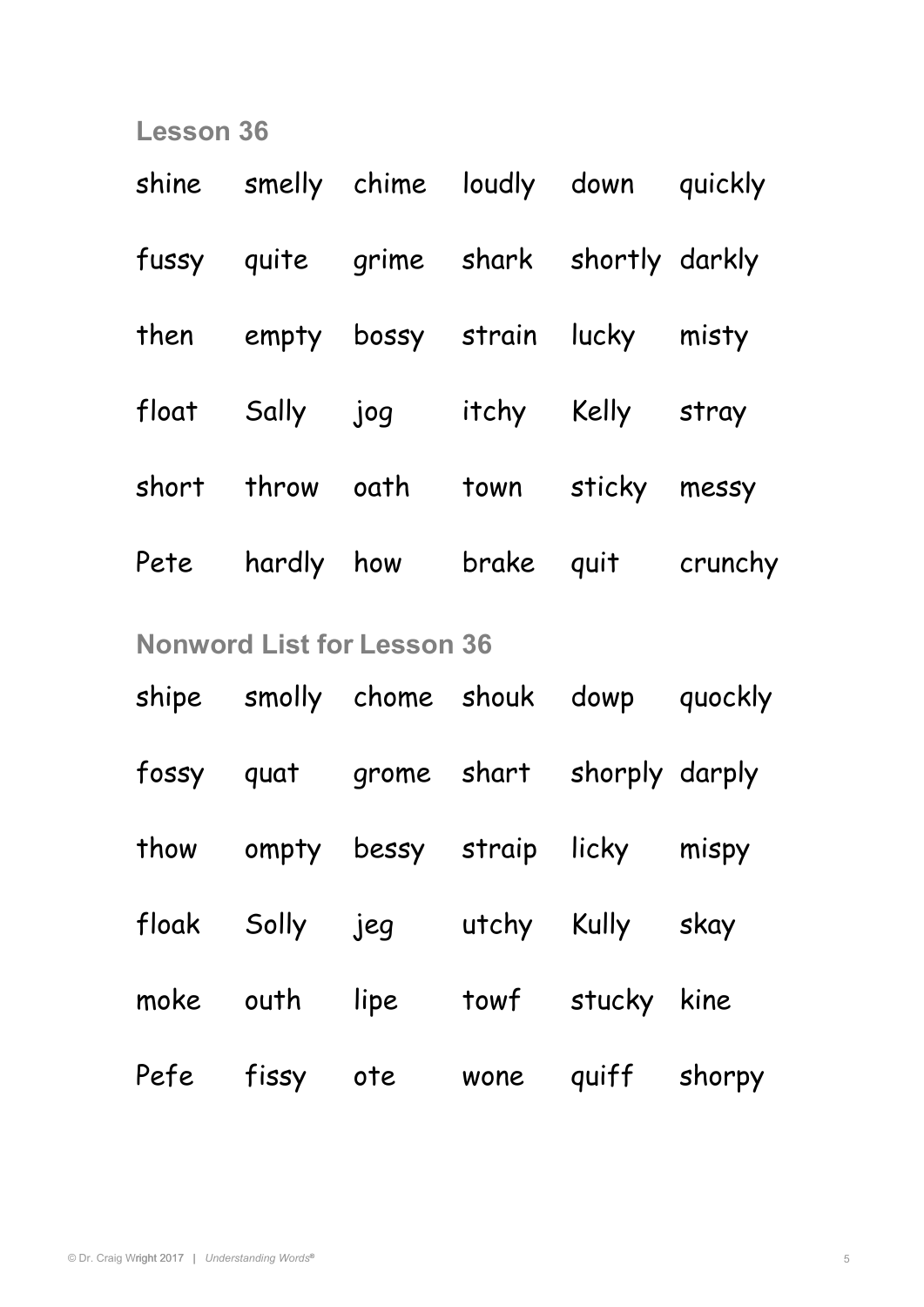## Lesson 36

| | | | | | |
|---|---|---|---|---|---|
| shine | smelly | chime | loudly | down | quickly |
| fussy | quite | grime | shark | shortly | darkly |
| then | empty | bossy | strain | lucky | misty |
| float | Sally | jog | itchy | Kelly | stray |
| short | throw | oath | town | sticky | messy |
| Pete | hardly | how | brake | quit | crunchy |

## Nonword List for Lesson 36

| | | | | | |
|---|---|---|---|---|---|
| shipe | smolly | chome | shouk | dowp | quockly |
| fossy | quat | grome | shart | shorply | darply |
| thow | ompty | bessy | straip | licky | mispy |
| floak | Solly | jeg | utchy | Kully | skay |
| moke | outh | lipe | towf | stucky | kine |
| Pefe | fissy | ote | wone | quiff | shorpy |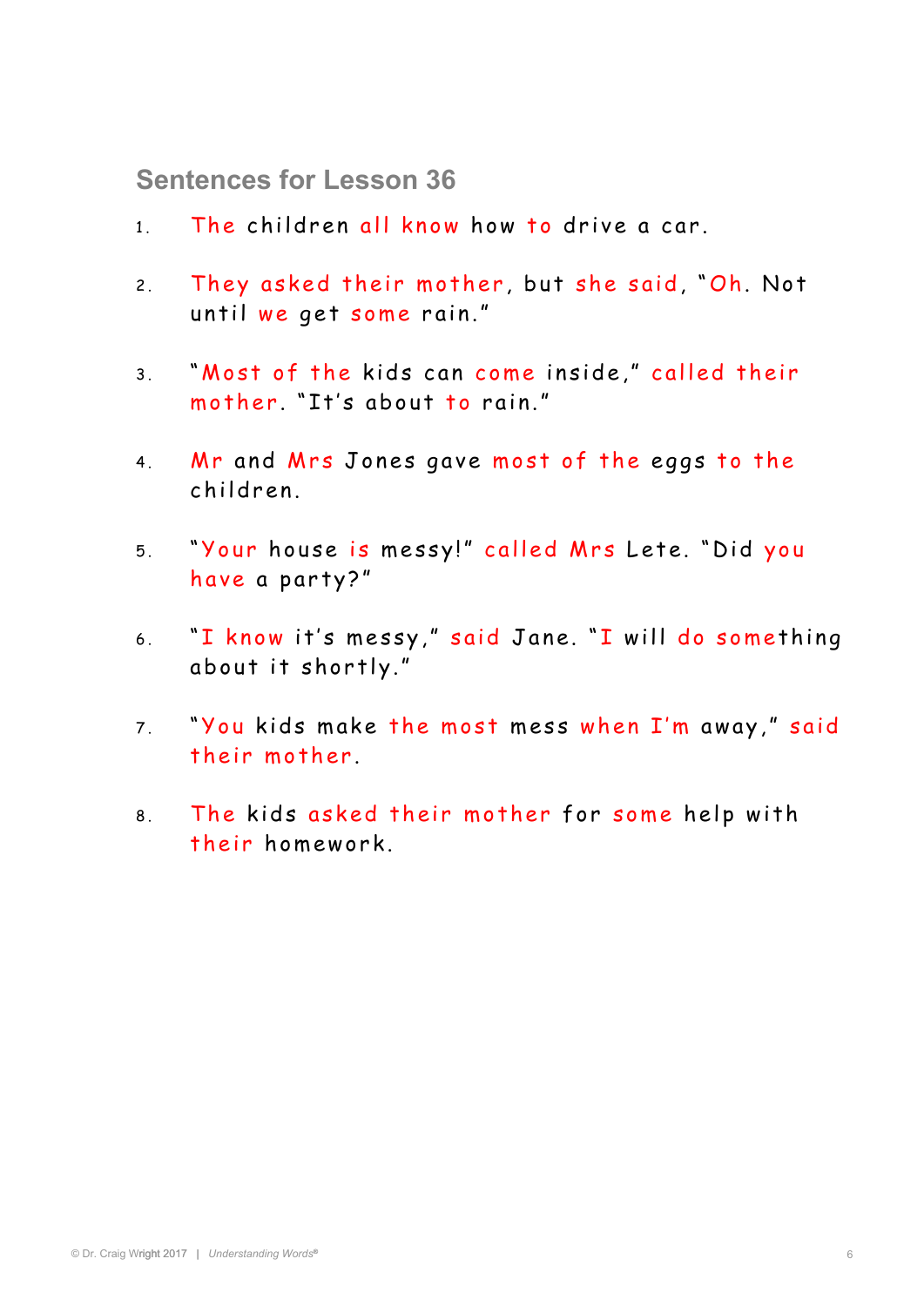## Sentences for Lesson 36

1. The children all know how to drive a car.

2. They asked their mother, but she said, "Oh. Not until we get some rain."

3. "Most of the kids can come inside," called their mother. "It's about to rain."

4. Mr and Mrs Jones gave most of the eggs to the children.

5. "Your house is messy!" called Mrs Lete. "Did you have a party?"

6. "I know it's messy," said Jane. "I will do something about it shortly."

7. "You kids make the most mess when I'm away," said their mother.

8. The kids asked their mother for some help with their homework.

© Dr. Craig Wright 2017 | *Understanding Words®*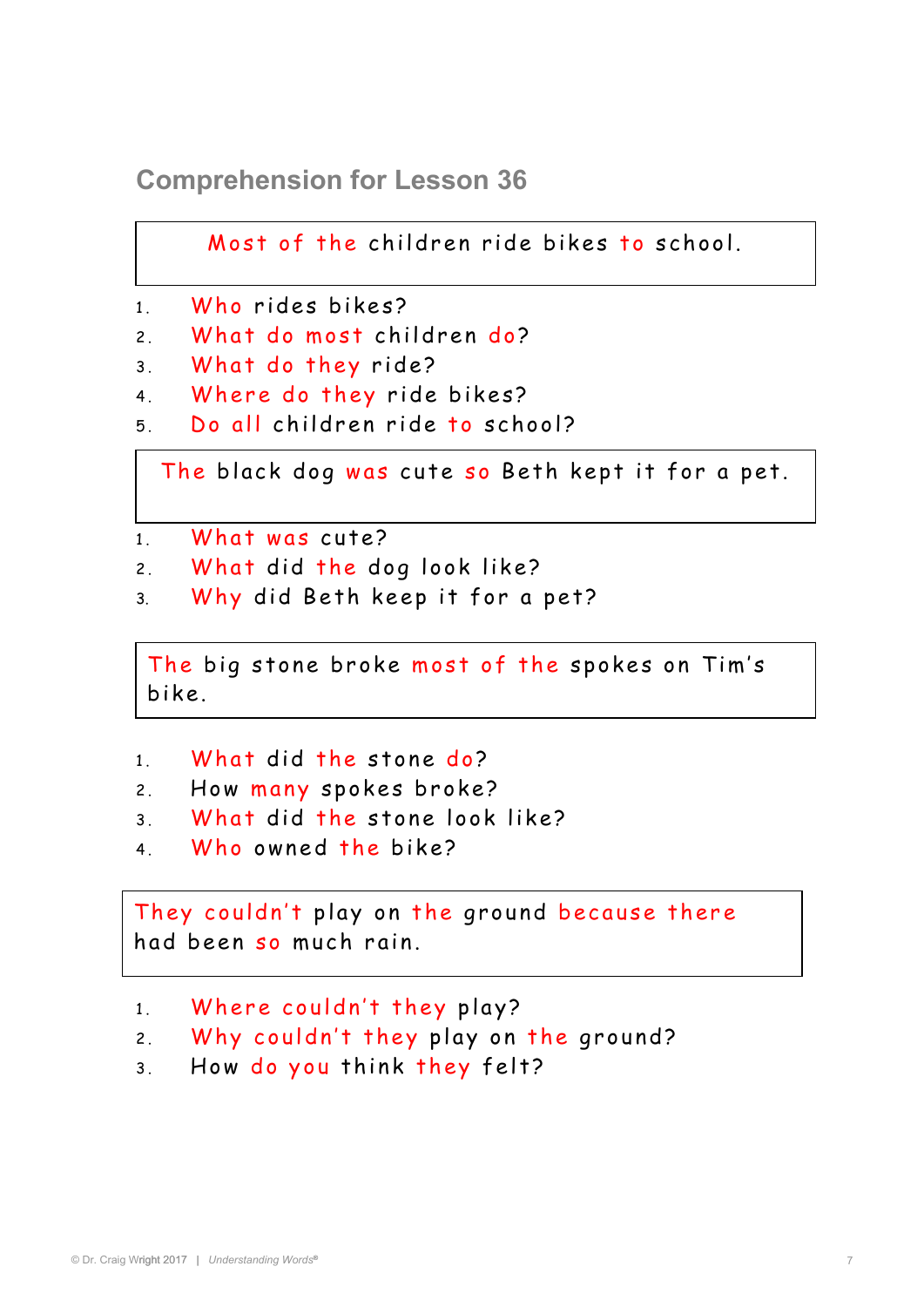## Comprehension for Lesson 36

Most of the children ride bikes to school.

1. Who rides bikes?
2. What do most children do?
3. What do they ride?
4. Where do they ride bikes?
5. Do all children ride to school?

The black dog was cute so Beth kept it for a pet.

1. What was cute?
2. What did the dog look like?
3. Why did Beth keep it for a pet?

The big stone broke most of the spokes on Tim's bike.

1. What did the stone do?
2. How many spokes broke?
3. What did the stone look like?
4. Who owned the bike?

They couldn't play on the ground because there had been so much rain.

1. Where couldn't they play?
2. Why couldn't they play on the ground?
3. How do you think they felt?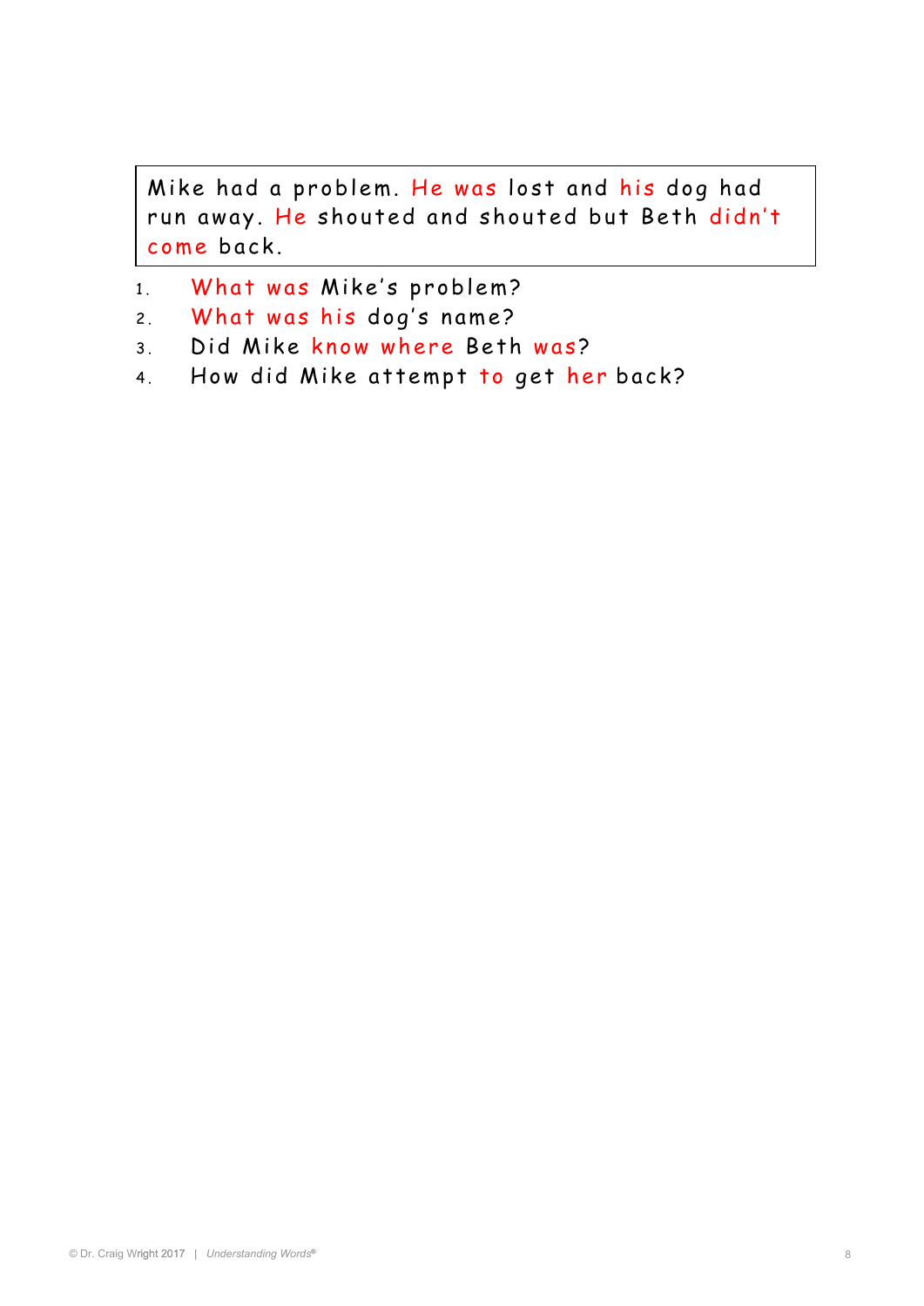Mike had a problem. He was lost and his dog had run away. He shouted and shouted but Beth didn't come back.

1. What was Mike's problem?
2. What was his dog's name?
3. Did Mike know where Beth was?
4. How did Mike attempt to get her back?